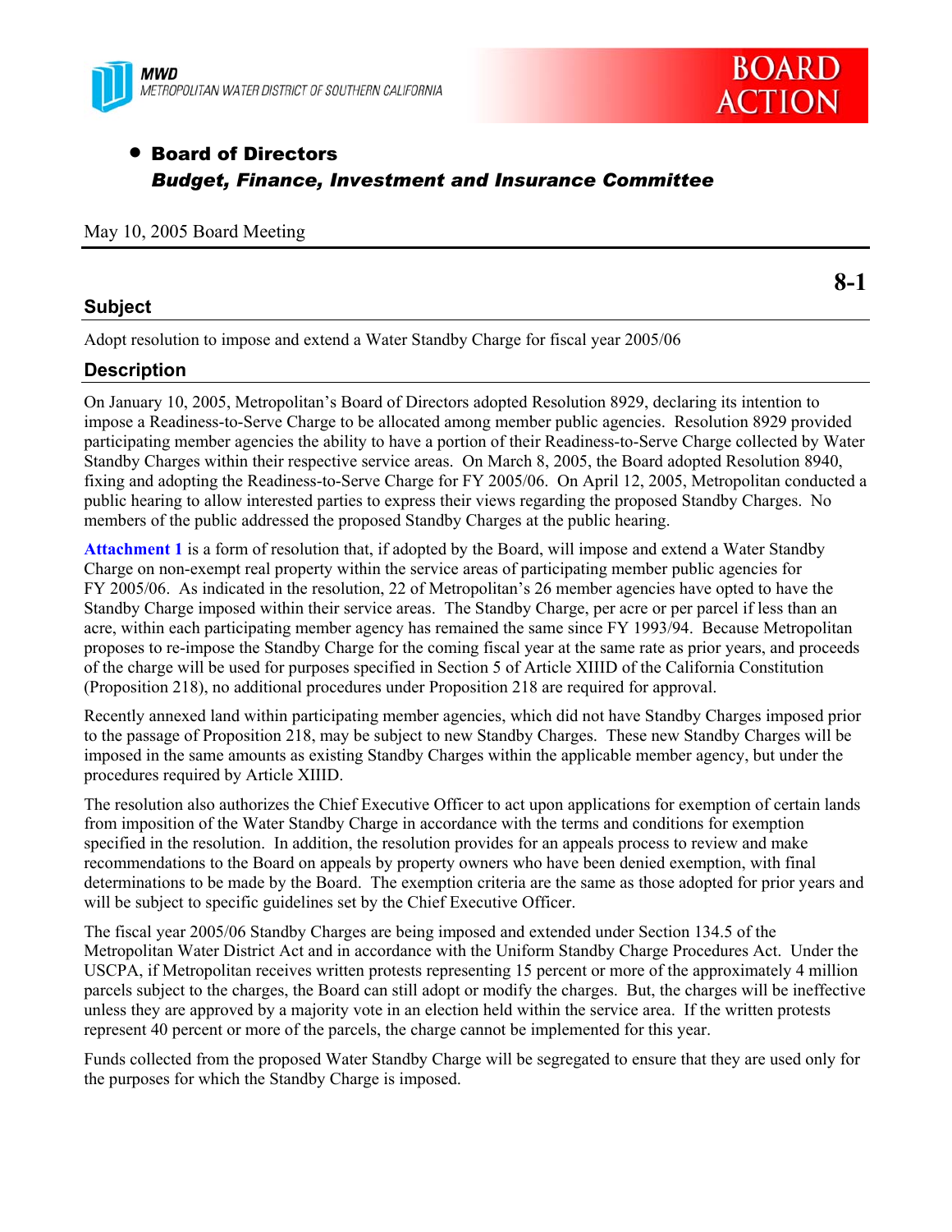MWD
METROPOLITAN WATER DISTRICT OF SOUTHERN CALIFORNIA

BOARD ACTION

- **Board of Directors**
  ***Budget, Finance, Investment and Insurance Committee***

May 10, 2005 Board Meeting

**8-1**

## Subject

Adopt resolution to impose and extend a Water Standby Charge for fiscal year 2005/06

## Description

On January 10, 2005, Metropolitan's Board of Directors adopted Resolution 8929, declaring its intention to impose a Readiness-to-Serve Charge to be allocated among member public agencies. Resolution 8929 provided participating member agencies the ability to have a portion of their Readiness-to-Serve Charge collected by Water Standby Charges within their respective service areas. On March 8, 2005, the Board adopted Resolution 8940, fixing and adopting the Readiness-to-Serve Charge for FY 2005/06. On April 12, 2005, Metropolitan conducted a public hearing to allow interested parties to express their views regarding the proposed Standby Charges. No members of the public addressed the proposed Standby Charges at the public hearing.

**Attachment 1** is a form of resolution that, if adopted by the Board, will impose and extend a Water Standby Charge on non-exempt real property within the service areas of participating member public agencies for FY 2005/06. As indicated in the resolution, 22 of Metropolitan's 26 member agencies have opted to have the Standby Charge imposed within their service areas. The Standby Charge, per acre or per parcel if less than an acre, within each participating member agency has remained the same since FY 1993/94. Because Metropolitan proposes to re-impose the Standby Charge for the coming fiscal year at the same rate as prior years, and proceeds of the charge will be used for purposes specified in Section 5 of Article XIIID of the California Constitution (Proposition 218), no additional procedures under Proposition 218 are required for approval.

Recently annexed land within participating member agencies, which did not have Standby Charges imposed prior to the passage of Proposition 218, may be subject to new Standby Charges. These new Standby Charges will be imposed in the same amounts as existing Standby Charges within the applicable member agency, but under the procedures required by Article XIIID.

The resolution also authorizes the Chief Executive Officer to act upon applications for exemption of certain lands from imposition of the Water Standby Charge in accordance with the terms and conditions for exemption specified in the resolution. In addition, the resolution provides for an appeals process to review and make recommendations to the Board on appeals by property owners who have been denied exemption, with final determinations to be made by the Board. The exemption criteria are the same as those adopted for prior years and will be subject to specific guidelines set by the Chief Executive Officer.

The fiscal year 2005/06 Standby Charges are being imposed and extended under Section 134.5 of the Metropolitan Water District Act and in accordance with the Uniform Standby Charge Procedures Act. Under the USCPA, if Metropolitan receives written protests representing 15 percent or more of the approximately 4 million parcels subject to the charges, the Board can still adopt or modify the charges. But, the charges will be ineffective unless they are approved by a majority vote in an election held within the service area. If the written protests represent 40 percent or more of the parcels, the charge cannot be implemented for this year.

Funds collected from the proposed Water Standby Charge will be segregated to ensure that they are used only for the purposes for which the Standby Charge is imposed.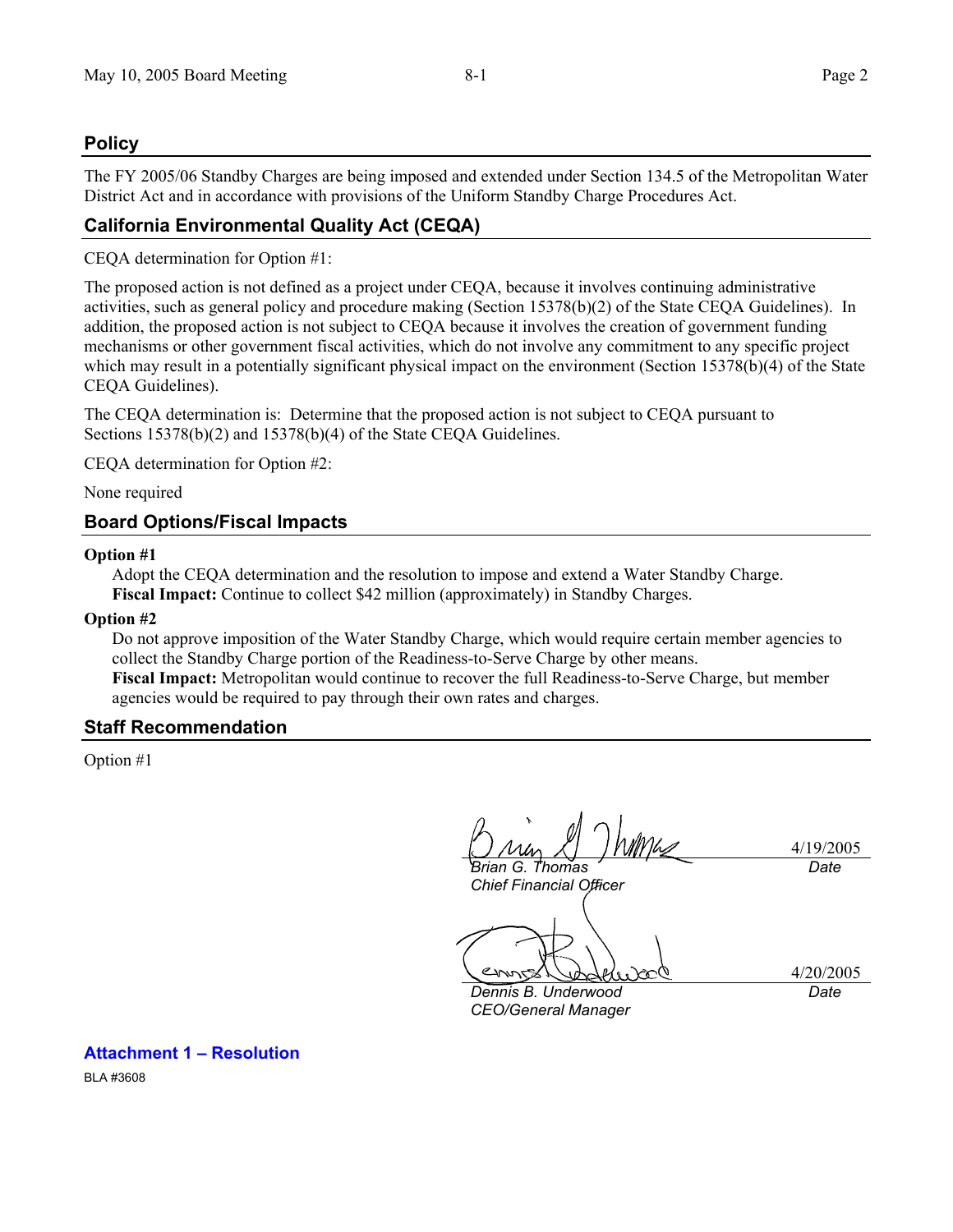## Policy

The FY 2005/06 Standby Charges are being imposed and extended under Section 134.5 of the Metropolitan Water District Act and in accordance with provisions of the Uniform Standby Charge Procedures Act.

## California Environmental Quality Act (CEQA)

CEQA determination for Option #1:

The proposed action is not defined as a project under CEQA, because it involves continuing administrative activities, such as general policy and procedure making (Section 15378(b)(2) of the State CEQA Guidelines). In addition, the proposed action is not subject to CEQA because it involves the creation of government funding mechanisms or other government fiscal activities, which do not involve any commitment to any specific project which may result in a potentially significant physical impact on the environment (Section 15378(b)(4) of the State CEQA Guidelines).

The CEQA determination is: Determine that the proposed action is not subject to CEQA pursuant to Sections 15378(b)(2) and 15378(b)(4) of the State CEQA Guidelines.

CEQA determination for Option #2:

None required

## Board Options/Fiscal Impacts

**Option #1**

Adopt the CEQA determination and the resolution to impose and extend a Water Standby Charge.
**Fiscal Impact:** Continue to collect $42 million (approximately) in Standby Charges.

**Option #2**

Do not approve imposition of the Water Standby Charge, which would require certain member agencies to collect the Standby Charge portion of the Readiness-to-Serve Charge by other means.
**Fiscal Impact:** Metropolitan would continue to recover the full Readiness-to-Serve Charge, but member agencies would be required to pay through their own rates and charges.

## Staff Recommendation

Option #1

*Brian G. Thomas*
*Chief Financial Officer*
4/19/2005
*Date*

*Dennis B. Underwood*
*CEO/General Manager*
4/20/2005
*Date*

**Attachment 1 – Resolution**

BLA #3608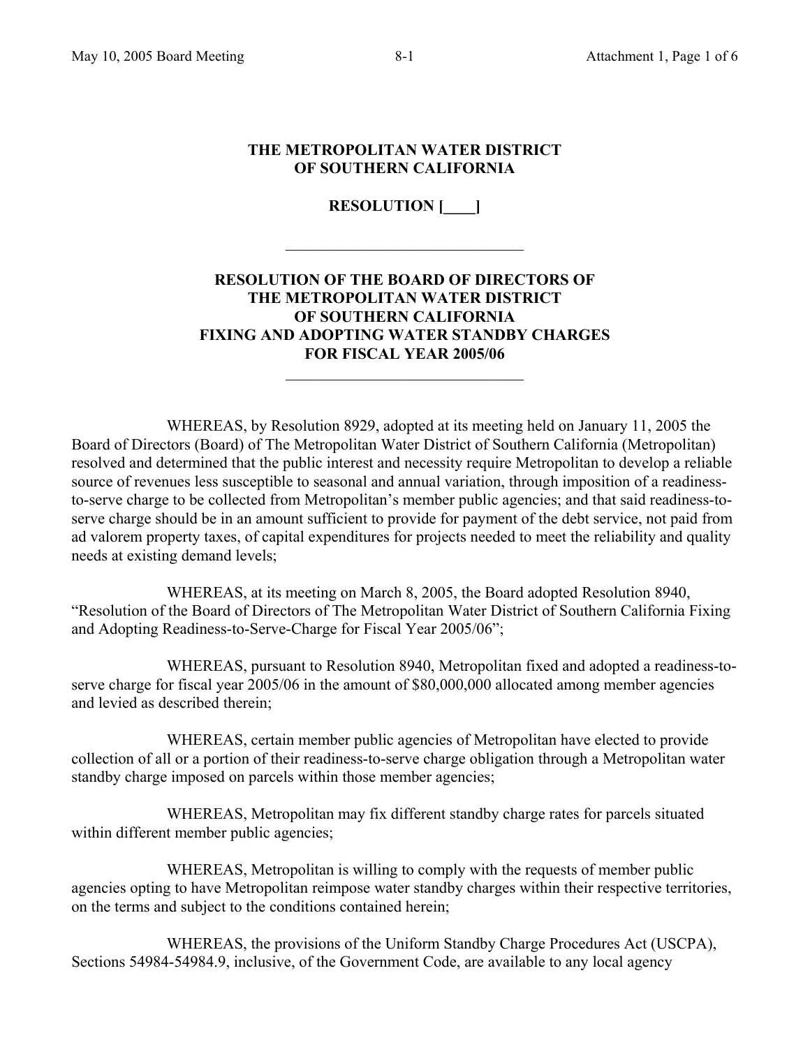**THE METROPOLITAN WATER DISTRICT OF SOUTHERN CALIFORNIA**

**RESOLUTION [____]**

---

**RESOLUTION OF THE BOARD OF DIRECTORS OF THE METROPOLITAN WATER DISTRICT OF SOUTHERN CALIFORNIA FIXING AND ADOPTING WATER STANDBY CHARGES FOR FISCAL YEAR 2005/06**

---

WHEREAS, by Resolution 8929, adopted at its meeting held on January 11, 2005 the Board of Directors (Board) of The Metropolitan Water District of Southern California (Metropolitan) resolved and determined that the public interest and necessity require Metropolitan to develop a reliable source of revenues less susceptible to seasonal and annual variation, through imposition of a readiness-to-serve charge to be collected from Metropolitan's member public agencies; and that said readiness-to-serve charge should be in an amount sufficient to provide for payment of the debt service, not paid from ad valorem property taxes, of capital expenditures for projects needed to meet the reliability and quality needs at existing demand levels;

WHEREAS, at its meeting on March 8, 2005, the Board adopted Resolution 8940, "Resolution of the Board of Directors of The Metropolitan Water District of Southern California Fixing and Adopting Readiness-to-Serve-Charge for Fiscal Year 2005/06";

WHEREAS, pursuant to Resolution 8940, Metropolitan fixed and adopted a readiness-to-serve charge for fiscal year 2005/06 in the amount of $80,000,000 allocated among member agencies and levied as described therein;

WHEREAS, certain member public agencies of Metropolitan have elected to provide collection of all or a portion of their readiness-to-serve charge obligation through a Metropolitan water standby charge imposed on parcels within those member agencies;

WHEREAS, Metropolitan may fix different standby charge rates for parcels situated within different member public agencies;

WHEREAS, Metropolitan is willing to comply with the requests of member public agencies opting to have Metropolitan reimpose water standby charges within their respective territories, on the terms and subject to the conditions contained herein;

WHEREAS, the provisions of the Uniform Standby Charge Procedures Act (USCPA), Sections 54984-54984.9, inclusive, of the Government Code, are available to any local agency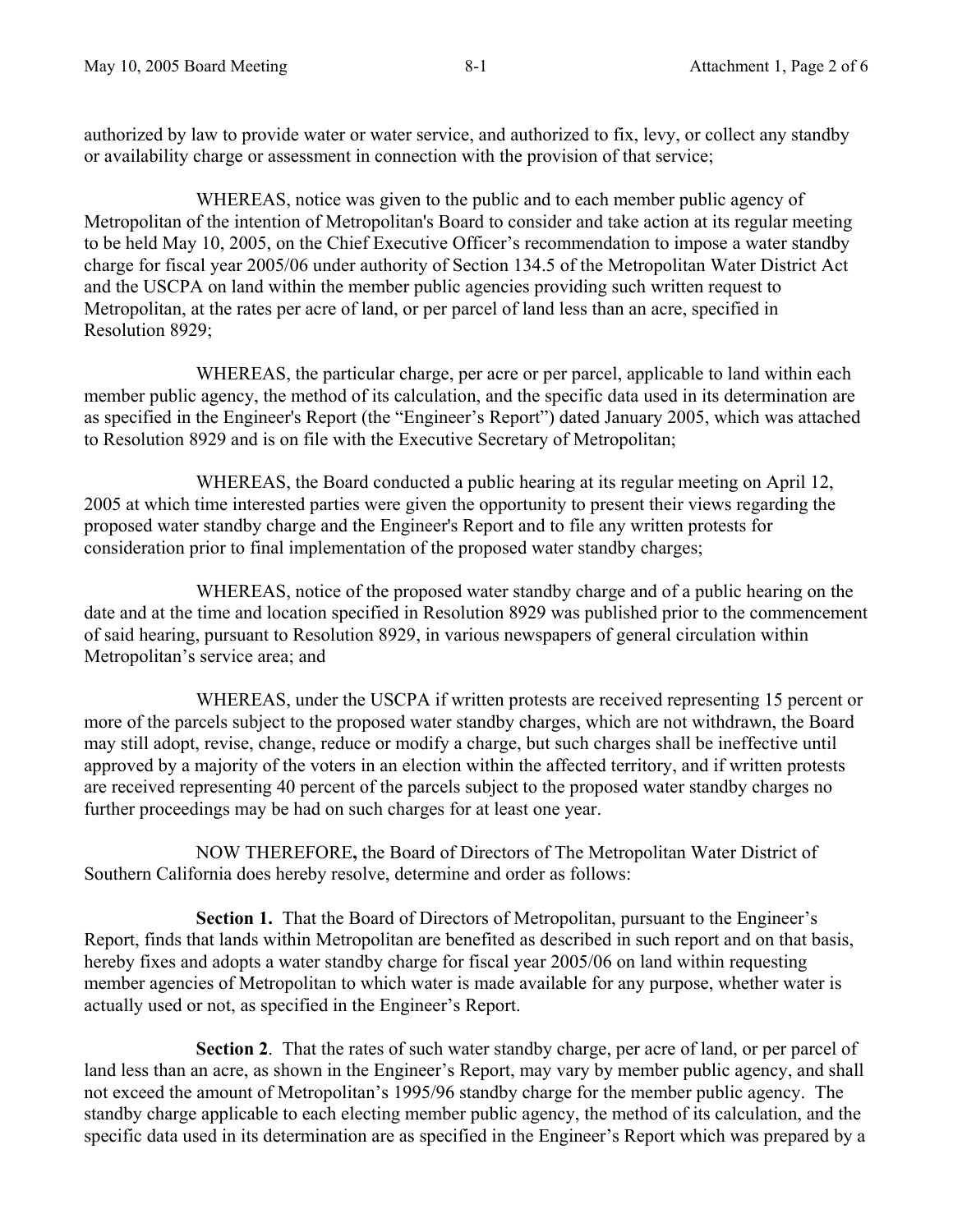authorized by law to provide water or water service, and authorized to fix, levy, or collect any standby or availability charge or assessment in connection with the provision of that service;

WHEREAS, notice was given to the public and to each member public agency of Metropolitan of the intention of Metropolitan's Board to consider and take action at its regular meeting to be held May 10, 2005, on the Chief Executive Officer's recommendation to impose a water standby charge for fiscal year 2005/06 under authority of Section 134.5 of the Metropolitan Water District Act and the USCPA on land within the member public agencies providing such written request to Metropolitan, at the rates per acre of land, or per parcel of land less than an acre, specified in Resolution 8929;

WHEREAS, the particular charge, per acre or per parcel, applicable to land within each member public agency, the method of its calculation, and the specific data used in its determination are as specified in the Engineer's Report (the "Engineer's Report") dated January 2005, which was attached to Resolution 8929 and is on file with the Executive Secretary of Metropolitan;

WHEREAS, the Board conducted a public hearing at its regular meeting on April 12, 2005 at which time interested parties were given the opportunity to present their views regarding the proposed water standby charge and the Engineer's Report and to file any written protests for consideration prior to final implementation of the proposed water standby charges;

WHEREAS, notice of the proposed water standby charge and of a public hearing on the date and at the time and location specified in Resolution 8929 was published prior to the commencement of said hearing, pursuant to Resolution 8929, in various newspapers of general circulation within Metropolitan's service area; and

WHEREAS, under the USCPA if written protests are received representing 15 percent or more of the parcels subject to the proposed water standby charges, which are not withdrawn, the Board may still adopt, revise, change, reduce or modify a charge, but such charges shall be ineffective until approved by a majority of the voters in an election within the affected territory, and if written protests are received representing 40 percent of the parcels subject to the proposed water standby charges no further proceedings may be had on such charges for at least one year.

NOW THEREFORE**,** the Board of Directors of The Metropolitan Water District of Southern California does hereby resolve, determine and order as follows:

**Section 1.** That the Board of Directors of Metropolitan, pursuant to the Engineer's Report, finds that lands within Metropolitan are benefited as described in such report and on that basis, hereby fixes and adopts a water standby charge for fiscal year 2005/06 on land within requesting member agencies of Metropolitan to which water is made available for any purpose, whether water is actually used or not, as specified in the Engineer's Report.

**Section 2**. That the rates of such water standby charge, per acre of land, or per parcel of land less than an acre, as shown in the Engineer's Report, may vary by member public agency, and shall not exceed the amount of Metropolitan's 1995/96 standby charge for the member public agency. The standby charge applicable to each electing member public agency, the method of its calculation, and the specific data used in its determination are as specified in the Engineer's Report which was prepared by a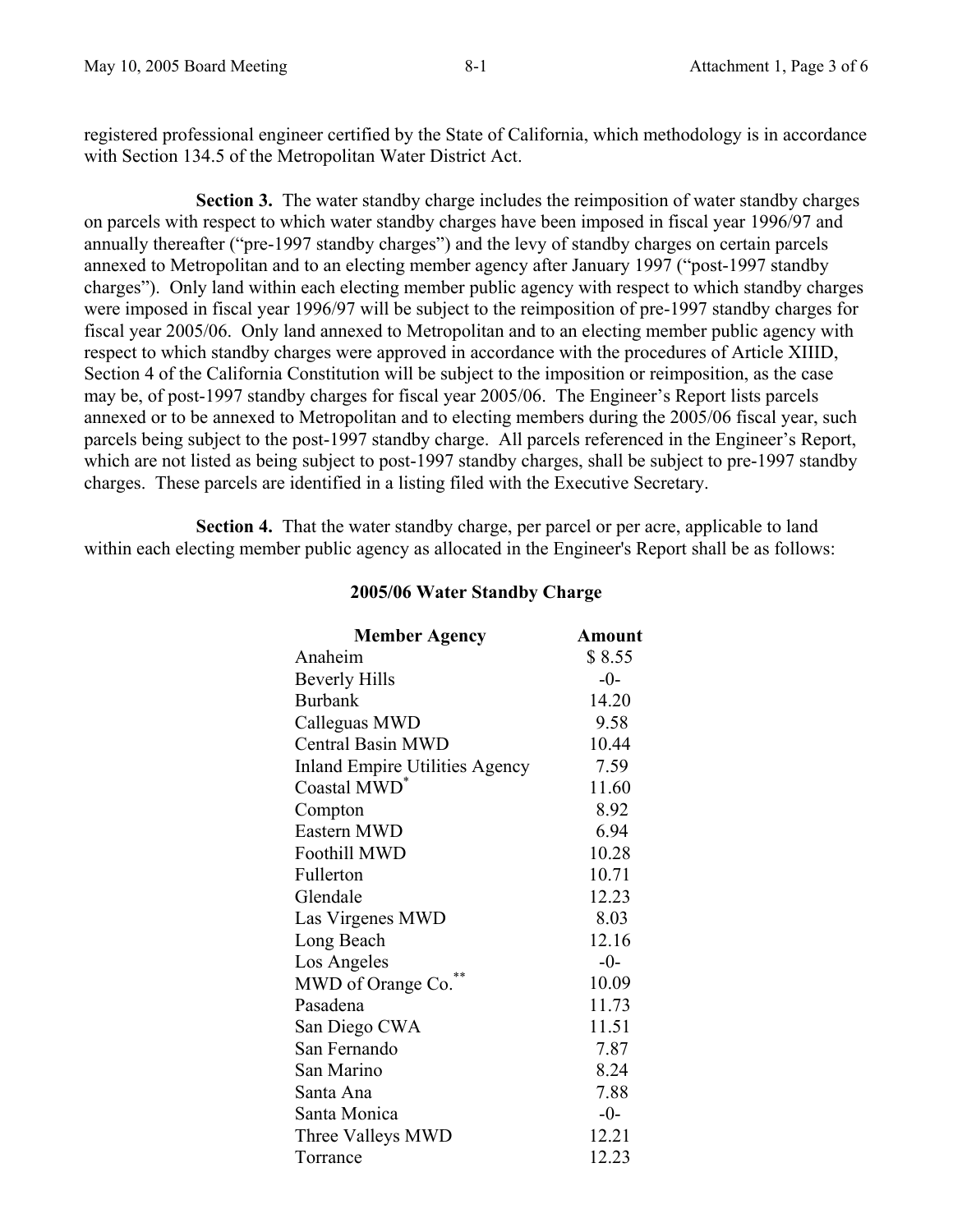registered professional engineer certified by the State of California, which methodology is in accordance with Section 134.5 of the Metropolitan Water District Act.

**Section 3.** The water standby charge includes the reimposition of water standby charges on parcels with respect to which water standby charges have been imposed in fiscal year 1996/97 and annually thereafter ("pre-1997 standby charges") and the levy of standby charges on certain parcels annexed to Metropolitan and to an electing member agency after January 1997 ("post-1997 standby charges"). Only land within each electing member public agency with respect to which standby charges were imposed in fiscal year 1996/97 will be subject to the reimposition of pre-1997 standby charges for fiscal year 2005/06. Only land annexed to Metropolitan and to an electing member public agency with respect to which standby charges were approved in accordance with the procedures of Article XIIID, Section 4 of the California Constitution will be subject to the imposition or reimposition, as the case may be, of post-1997 standby charges for fiscal year 2005/06. The Engineer's Report lists parcels annexed or to be annexed to Metropolitan and to electing members during the 2005/06 fiscal year, such parcels being subject to the post-1997 standby charge. All parcels referenced in the Engineer's Report, which are not listed as being subject to post-1997 standby charges, shall be subject to pre-1997 standby charges. These parcels are identified in a listing filed with the Executive Secretary.

**Section 4.** That the water standby charge, per parcel or per acre, applicable to land within each electing member public agency as allocated in the Engineer's Report shall be as follows:

**2005/06 Water Standby Charge**

| **Member Agency** | **Amount** |
|---|---|
| Anaheim | $ 8.55 |
| Beverly Hills | -0- |
| Burbank | 14.20 |
| Calleguas MWD | 9.58 |
| Central Basin MWD | 10.44 |
| Inland Empire Utilities Agency | 7.59 |
| Coastal MWD* | 11.60 |
| Compton | 8.92 |
| Eastern MWD | 6.94 |
| Foothill MWD | 10.28 |
| Fullerton | 10.71 |
| Glendale | 12.23 |
| Las Virgenes MWD | 8.03 |
| Long Beach | 12.16 |
| Los Angeles | -0- |
| MWD of Orange Co.** | 10.09 |
| Pasadena | 11.73 |
| San Diego CWA | 11.51 |
| San Fernando | 7.87 |
| San Marino | 8.24 |
| Santa Ana | 7.88 |
| Santa Monica | -0- |
| Three Valleys MWD | 12.21 |
| Torrance | 12.23 |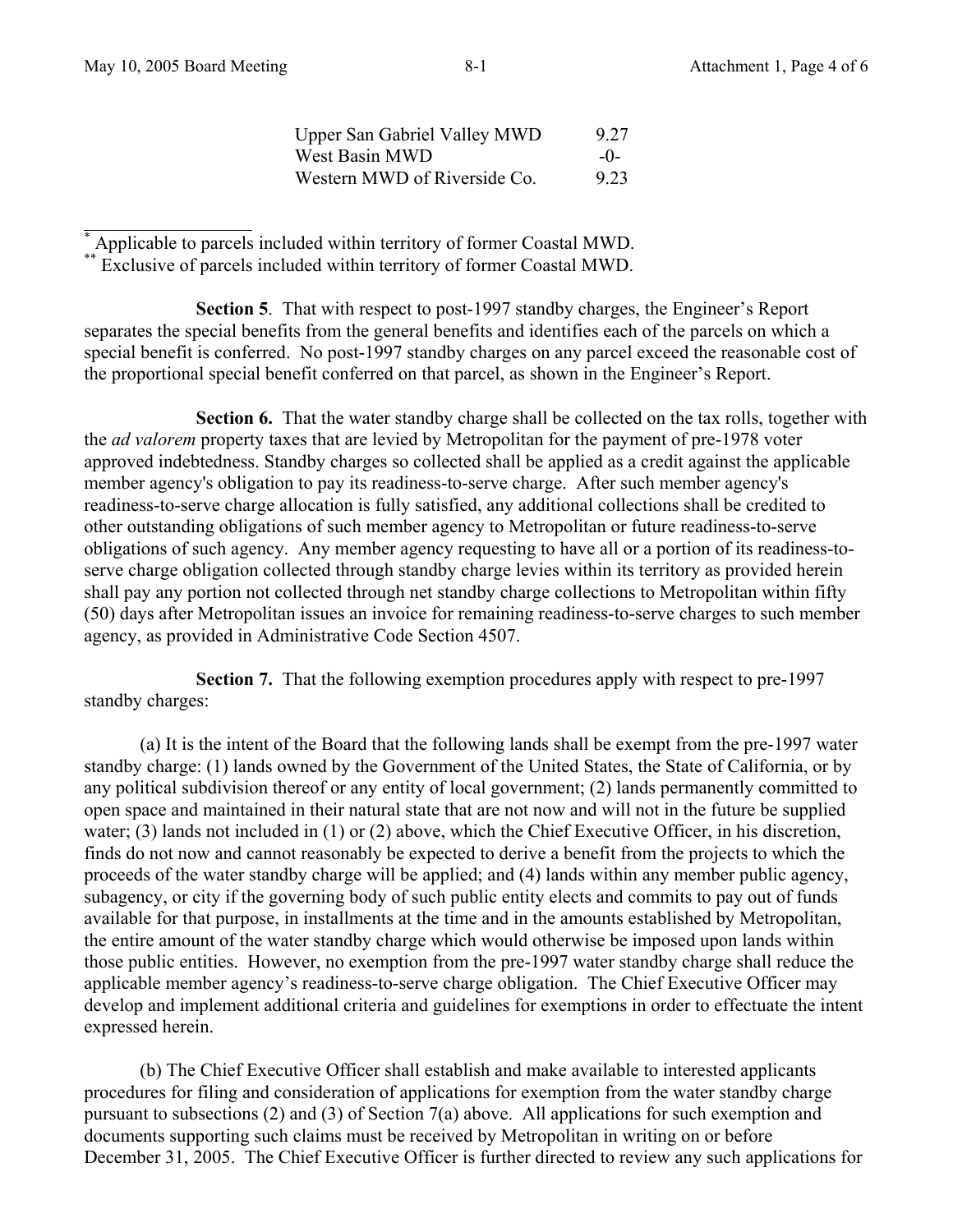| | |
|---|---|
| Upper San Gabriel Valley MWD | 9.27 |
| West Basin MWD | -0- |
| Western MWD of Riverside Co. | 9.23 |

---

[*] Applicable to parcels included within territory of former Coastal MWD.

[**] Exclusive of parcels included within territory of former Coastal MWD.

**Section 5**. That with respect to post-1997 standby charges, the Engineer's Report separates the special benefits from the general benefits and identifies each of the parcels on which a special benefit is conferred. No post-1997 standby charges on any parcel exceed the reasonable cost of the proportional special benefit conferred on that parcel, as shown in the Engineer's Report.

**Section 6.** That the water standby charge shall be collected on the tax rolls, together with the *ad valorem* property taxes that are levied by Metropolitan for the payment of pre-1978 voter approved indebtedness. Standby charges so collected shall be applied as a credit against the applicable member agency's obligation to pay its readiness-to-serve charge. After such member agency's readiness-to-serve charge allocation is fully satisfied, any additional collections shall be credited to other outstanding obligations of such member agency to Metropolitan or future readiness-to-serve obligations of such agency. Any member agency requesting to have all or a portion of its readiness-to-serve charge obligation collected through standby charge levies within its territory as provided herein shall pay any portion not collected through net standby charge collections to Metropolitan within fifty (50) days after Metropolitan issues an invoice for remaining readiness-to-serve charges to such member agency, as provided in Administrative Code Section 4507.

**Section 7.** That the following exemption procedures apply with respect to pre-1997 standby charges:

(a) It is the intent of the Board that the following lands shall be exempt from the pre-1997 water standby charge: (1) lands owned by the Government of the United States, the State of California, or by any political subdivision thereof or any entity of local government; (2) lands permanently committed to open space and maintained in their natural state that are not now and will not in the future be supplied water; (3) lands not included in (1) or (2) above, which the Chief Executive Officer, in his discretion, finds do not now and cannot reasonably be expected to derive a benefit from the projects to which the proceeds of the water standby charge will be applied; and (4) lands within any member public agency, subagency, or city if the governing body of such public entity elects and commits to pay out of funds available for that purpose, in installments at the time and in the amounts established by Metropolitan, the entire amount of the water standby charge which would otherwise be imposed upon lands within those public entities. However, no exemption from the pre-1997 water standby charge shall reduce the applicable member agency's readiness-to-serve charge obligation. The Chief Executive Officer may develop and implement additional criteria and guidelines for exemptions in order to effectuate the intent expressed herein.

(b) The Chief Executive Officer shall establish and make available to interested applicants procedures for filing and consideration of applications for exemption from the water standby charge pursuant to subsections (2) and (3) of Section 7(a) above. All applications for such exemption and documents supporting such claims must be received by Metropolitan in writing on or before December 31, 2005. The Chief Executive Officer is further directed to review any such applications for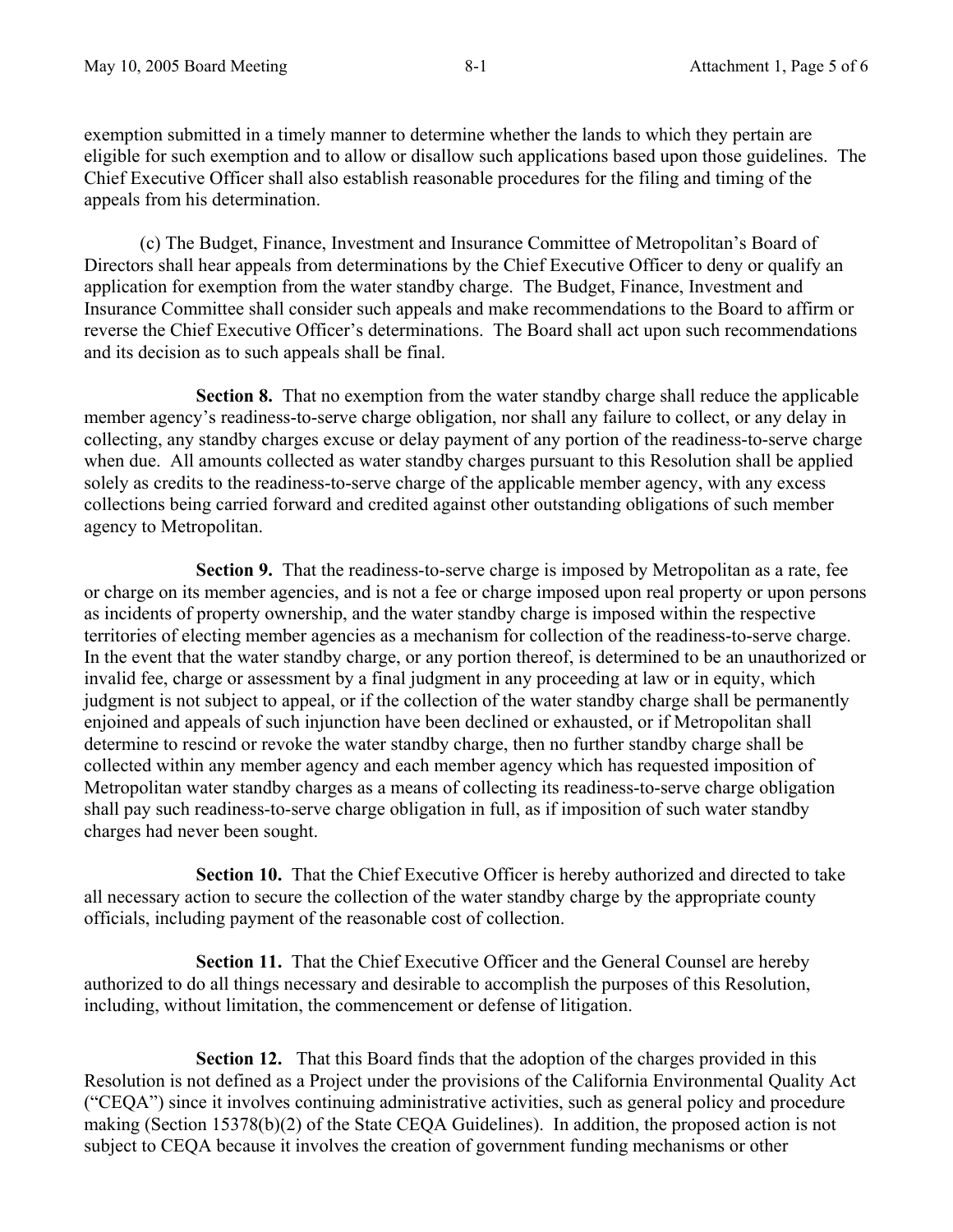exemption submitted in a timely manner to determine whether the lands to which they pertain are eligible for such exemption and to allow or disallow such applications based upon those guidelines. The Chief Executive Officer shall also establish reasonable procedures for the filing and timing of the appeals from his determination.

(c) The Budget, Finance, Investment and Insurance Committee of Metropolitan's Board of Directors shall hear appeals from determinations by the Chief Executive Officer to deny or qualify an application for exemption from the water standby charge. The Budget, Finance, Investment and Insurance Committee shall consider such appeals and make recommendations to the Board to affirm or reverse the Chief Executive Officer's determinations. The Board shall act upon such recommendations and its decision as to such appeals shall be final.

**Section 8.** That no exemption from the water standby charge shall reduce the applicable member agency's readiness-to-serve charge obligation, nor shall any failure to collect, or any delay in collecting, any standby charges excuse or delay payment of any portion of the readiness-to-serve charge when due. All amounts collected as water standby charges pursuant to this Resolution shall be applied solely as credits to the readiness-to-serve charge of the applicable member agency, with any excess collections being carried forward and credited against other outstanding obligations of such member agency to Metropolitan.

**Section 9.** That the readiness-to-serve charge is imposed by Metropolitan as a rate, fee or charge on its member agencies, and is not a fee or charge imposed upon real property or upon persons as incidents of property ownership, and the water standby charge is imposed within the respective territories of electing member agencies as a mechanism for collection of the readiness-to-serve charge. In the event that the water standby charge, or any portion thereof, is determined to be an unauthorized or invalid fee, charge or assessment by a final judgment in any proceeding at law or in equity, which judgment is not subject to appeal, or if the collection of the water standby charge shall be permanently enjoined and appeals of such injunction have been declined or exhausted, or if Metropolitan shall determine to rescind or revoke the water standby charge, then no further standby charge shall be collected within any member agency and each member agency which has requested imposition of Metropolitan water standby charges as a means of collecting its readiness-to-serve charge obligation shall pay such readiness-to-serve charge obligation in full, as if imposition of such water standby charges had never been sought.

**Section 10.** That the Chief Executive Officer is hereby authorized and directed to take all necessary action to secure the collection of the water standby charge by the appropriate county officials, including payment of the reasonable cost of collection.

**Section 11.** That the Chief Executive Officer and the General Counsel are hereby authorized to do all things necessary and desirable to accomplish the purposes of this Resolution, including, without limitation, the commencement or defense of litigation.

**Section 12.** That this Board finds that the adoption of the charges provided in this Resolution is not defined as a Project under the provisions of the California Environmental Quality Act ("CEQA") since it involves continuing administrative activities, such as general policy and procedure making (Section 15378(b)(2) of the State CEQA Guidelines). In addition, the proposed action is not subject to CEQA because it involves the creation of government funding mechanisms or other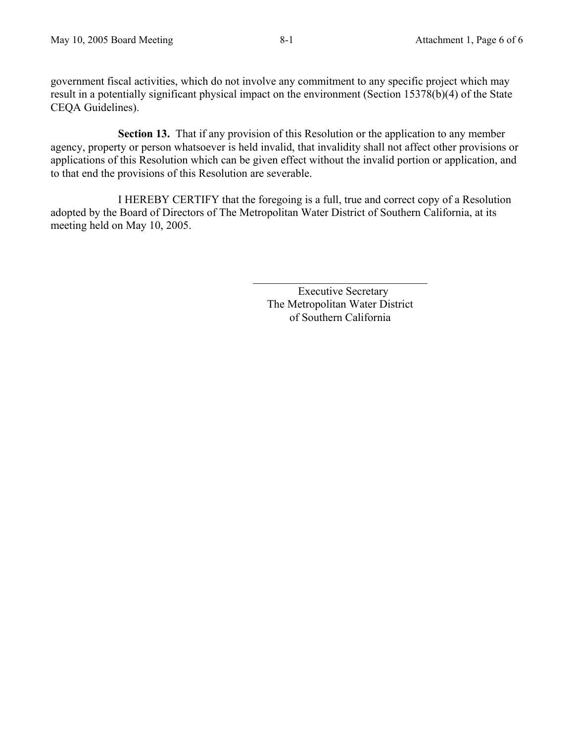government fiscal activities, which do not involve any commitment to any specific project which may result in a potentially significant physical impact on the environment (Section 15378(b)(4) of the State CEQA Guidelines).

**Section 13.** That if any provision of this Resolution or the application to any member agency, property or person whatsoever is held invalid, that invalidity shall not affect other provisions or applications of this Resolution which can be given effect without the invalid portion or application, and to that end the provisions of this Resolution are severable.

I HEREBY CERTIFY that the foregoing is a full, true and correct copy of a Resolution adopted by the Board of Directors of The Metropolitan Water District of Southern California, at its meeting held on May 10, 2005.

\_\_\_\_\_\_\_\_\_\_\_\_\_\_\_\_\_\_\_\_\_\_\_\_\_\_\_\_\_\_\_\_

Executive Secretary
The Metropolitan Water District
of Southern California